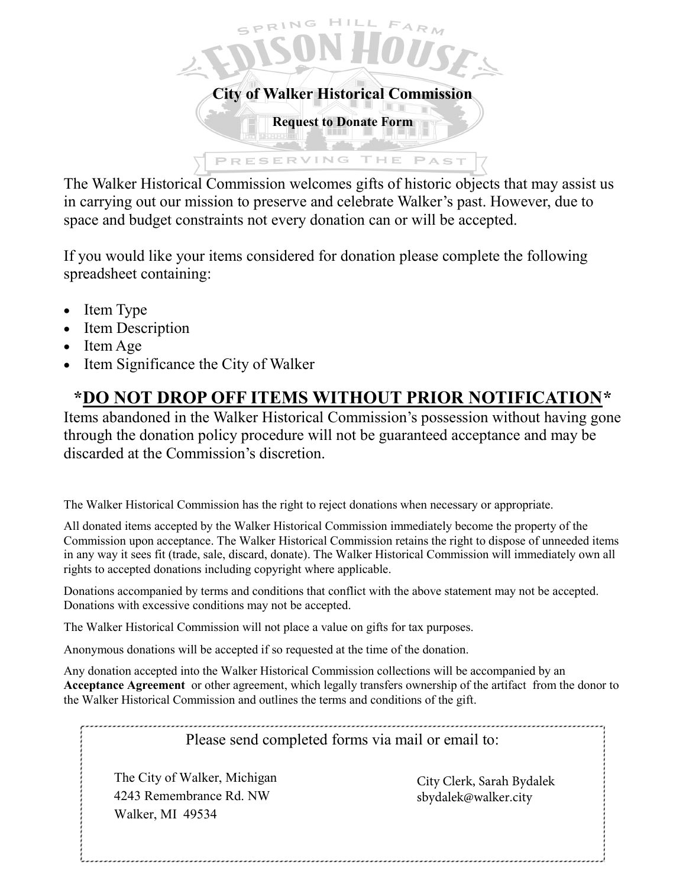SPRING HILL FARM

EDISON HOUSE

PRESERVING THE PAST

# City of Walker Historical Commission

## Request to Donate Form

The Walker Historical Commission welcomes gifts of historic objects that may assist us in carrying out our mission to preserve and celebrate Walker's past. However, due to space and budget constraints not every donation can or will be accepted.

If you would like your items considered for donation please complete the following spreadsheet containing:

- Item Type
- Item Description
- Item Age
- Item Significance the City of Walker

## *DO NOT DROP OFF ITEMS WITHOUT PRIOR NOTIFICATION*

Items abandoned in the Walker Historical Commission's possession without having gone through the donation policy procedure will not be guaranteed acceptance and may be discarded at the Commission's discretion.

The Walker Historical Commission has the right to reject donations when necessary or appropriate.

All donated items accepted by the Walker Historical Commission immediately become the property of the Commission upon acceptance. The Walker Historical Commission retains the right to dispose of unneeded items in any way it sees fit (trade, sale, discard, donate). The Walker Historical Commission will immediately own all rights to accepted donations including copyright where applicable.

Donations accompanied by terms and conditions that conflict with the above statement may not be accepted. Donations with excessive conditions may not be accepted.

The Walker Historical Commission will not place a value on gifts for tax purposes.

Anonymous donations will be accepted if so requested at the time of the donation.

Any donation accepted into the Walker Historical Commission collections will be accompanied by an **Acceptance Agreement** or other agreement, which legally transfers ownership of the artifact from the donor to the Walker Historical Commission and outlines the terms and conditions of the gift.

Please send completed forms via mail or email to:

The City of Walker, Michigan
4243 Remembrance Rd. NW
Walker, MI 49534

City Clerk, Sarah Bydalek
sbydalek@walker.city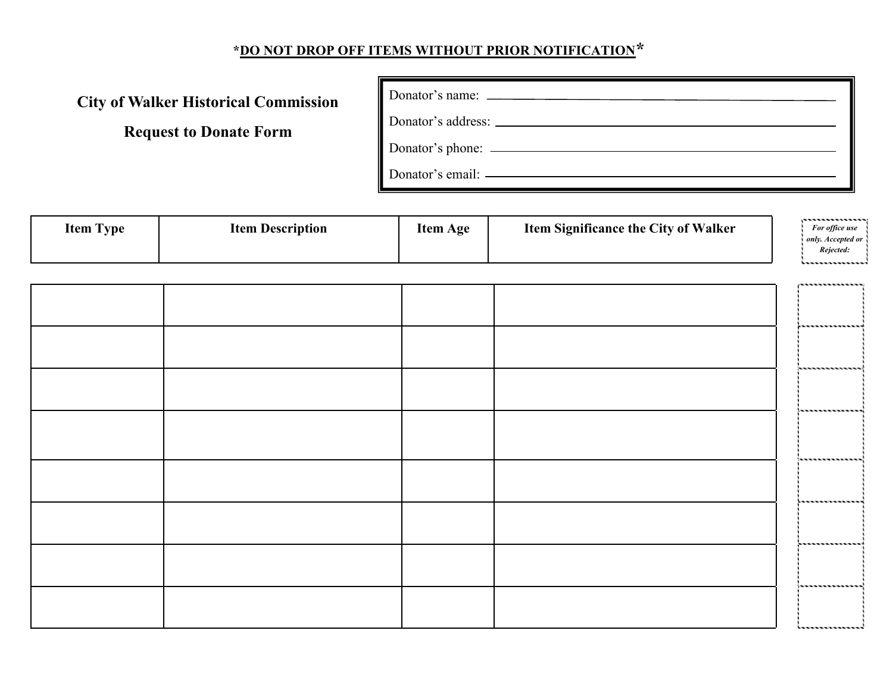***DO NOT DROP OFF ITEMS WITHOUT PRIOR NOTIFICATION***

## City of Walker Historical Commission

## Request to Donate Form

Donator's name: ____________________

Donator's address: ____________________

Donator's phone: ____________________

Donator's email: ____________________

| Item Type | Item Description | Item Age | Item Significance the City of Walker | *For office use only. Accepted or Rejected:* |
|---|---|---|---|---|
| | | | | |
| | | | | |
| | | | | |
| | | | | |
| | | | | |
| | | | | |
| | | | | |
| | | | | |